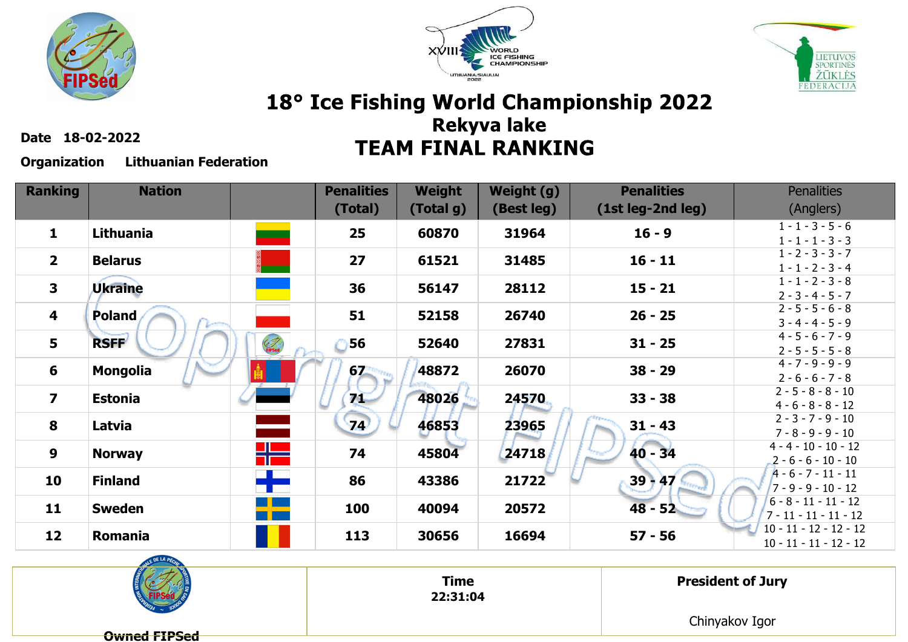# 18° Ice Fishing World Championship 2022

## Rekyva lake

## TEAM FINAL RANKING

**Date** 18-02-2022

**Organization** Lithuanian Federation

| Ranking | Nation | | Penalities (Total) | Weight (Total g) | Weight (g) (Best leg) | Penalities (1st leg-2nd leg) | Penalities (Anglers) |
|---|---|---|---|---|---|---|---|
| 1 | Lithuania | | 25 | 60870 | 31964 | 16 - 9 | 1 - 1 - 3 - 5 - 6<br>1 - 1 - 1 - 3 - 3 |
| 2 | Belarus | | 27 | 61521 | 31485 | 16 - 11 | 1 - 2 - 3 - 3 - 7<br>1 - 1 - 2 - 3 - 4 |
| 3 | Ukraine | | 36 | 56147 | 28112 | 15 - 21 | 1 - 1 - 2 - 3 - 8<br>2 - 3 - 4 - 5 - 7 |
| 4 | Poland | | 51 | 52158 | 26740 | 26 - 25 | 2 - 5 - 5 - 6 - 8<br>3 - 4 - 4 - 5 - 9 |
| 5 | RSFF | | 56 | 52640 | 27831 | 31 - 25 | 4 - 5 - 6 - 7 - 9<br>2 - 5 - 5 - 5 - 8 |
| 6 | Mongolia | | 67 | 48872 | 26070 | 38 - 29 | 4 - 7 - 9 - 9 - 9<br>2 - 6 - 6 - 7 - 8 |
| 7 | Estonia | | 71 | 48026 | 24570 | 33 - 38 | 2 - 5 - 8 - 8 - 10<br>4 - 6 - 8 - 8 - 12 |
| 8 | Latvia | | 74 | 46853 | 23965 | 31 - 43 | 2 - 3 - 7 - 9 - 10<br>7 - 8 - 9 - 9 - 10 |
| 9 | Norway | | 74 | 45804 | 24718 | 40 - 34 | 4 - 4 - 10 - 10 - 12<br>2 - 6 - 6 - 10 - 10 |
| 10 | Finland | | 86 | 43386 | 21722 | 39 - 47 | 4 - 6 - 7 - 11 - 11<br>7 - 9 - 9 - 10 - 12 |
| 11 | Sweden | | 100 | 40094 | 20572 | 48 - 52 | 6 - 8 - 11 - 11 - 12<br>7 - 11 - 11 - 11 - 12 |
| 12 | Romania | | 113 | 30656 | 16694 | 57 - 56 | 10 - 11 - 12 - 12 - 12<br>10 - 11 - 11 - 12 - 12 |

| Owned FIPSed | Time<br>22:31:04 | President of Jury<br><br>Chinyakov Igor |
|---|---|---|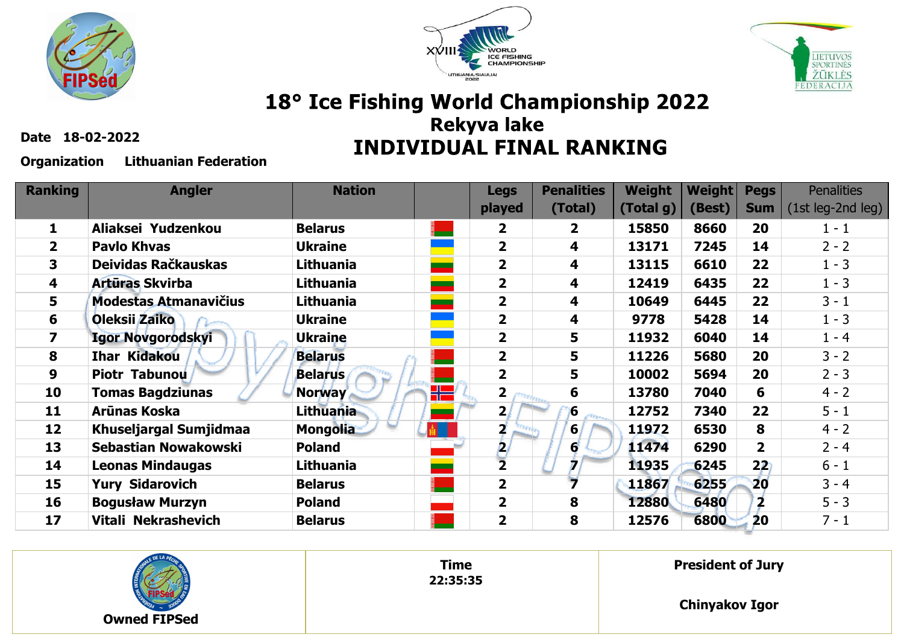# 18° Ice Fishing World Championship 2022

## Rekyva lake

## INDIVIDUAL FINAL RANKING

**Date** 18-02-2022

**Organization** Lithuanian Federation

| Ranking | Angler | Nation | | Legs played | Penalities (Total) | Weight (Total g) | Weight (Best) | Pegs Sum | Penalities (1st leg-2nd leg) |
|---|---|---|---|---|---|---|---|---|---|
| 1 | Aliaksei Yudzenkou | Belarus | | 2 | 2 | 15850 | 8660 | 20 | 1 - 1 |
| 2 | Pavlo Khvas | Ukraine | | 2 | 4 | 13171 | 7245 | 14 | 2 - 2 |
| 3 | Deividas Račkauskas | Lithuania | | 2 | 4 | 13115 | 6610 | 22 | 1 - 3 |
| 4 | Artūras Skvirba | Lithuania | | 2 | 4 | 12419 | 6435 | 22 | 1 - 3 |
| 5 | Modestas Atmanavičius | Lithuania | | 2 | 4 | 10649 | 6445 | 22 | 3 - 1 |
| 6 | Oleksii Zaiko | Ukraine | | 2 | 4 | 9778 | 5428 | 14 | 1 - 3 |
| 7 | Igor Novgorodskyi | Ukraine | | 2 | 5 | 11932 | 6040 | 14 | 1 - 4 |
| 8 | Ihar Kidakou | Belarus | | 2 | 5 | 11226 | 5680 | 20 | 3 - 2 |
| 9 | Piotr Tabunou | Belarus | | 2 | 5 | 10002 | 5694 | 20 | 2 - 3 |
| 10 | Tomas Bagdziunas | Norway | | 2 | 6 | 13780 | 7040 | 6 | 4 - 2 |
| 11 | Arūnas Koska | Lithuania | | 2 | 6 | 12752 | 7340 | 22 | 5 - 1 |
| 12 | Khuseljargal Sumjidmaa | Mongolia | | 2 | 6 | 11972 | 6530 | 8 | 4 - 2 |
| 13 | Sebastian Nowakowski | Poland | | 2 | 6 | 11474 | 6290 | 2 | 2 - 4 |
| 14 | Leonas Mindaugas | Lithuania | | 2 | 7 | 11935 | 6245 | 22 | 6 - 1 |
| 15 | Yury Sidarovich | Belarus | | 2 | 7 | 11867 | 6255 | 20 | 3 - 4 |
| 16 | Bogusław Murzyn | Poland | | 2 | 8 | 12880 | 6480 | 2 | 5 - 3 |
| 17 | Vitali Nekrashevich | Belarus | | 2 | 8 | 12576 | 6800 | 20 | 7 - 1 |

| Owned FIPSed | Time 22:35:35 | President of Jury Chinyakov Igor |
|---|---|---|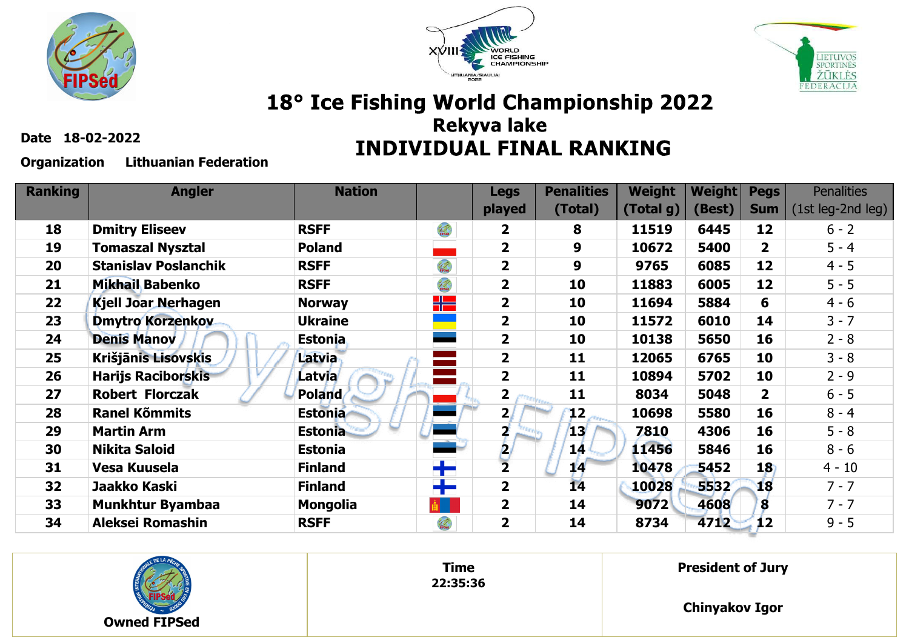# 18° Ice Fishing World Championship 2022

## Rekyva lake

## INDIVIDUAL FINAL RANKING

**Date** 18-02-2022

**Organization** Lithuanian Federation

| Ranking | Angler | Nation | | Legs played | Penalities (Total) | Weight (Total g) | Weight (Best) | Pegs Sum | Penalities (1st leg-2nd leg) |
|---|---|---|---|---|---|---|---|---|---|
| 18 | Dmitry Eliseev | RSFF | | 2 | 8 | 11519 | 6445 | 12 | 6 - 2 |
| 19 | Tomaszal Nysztal | Poland | | 2 | 9 | 10672 | 5400 | 2 | 5 - 4 |
| 20 | Stanislav Poslanchik | RSFF | | 2 | 9 | 9765 | 6085 | 12 | 4 - 5 |
| 21 | Mikhail Babenko | RSFF | | 2 | 10 | 11883 | 6005 | 12 | 5 - 5 |
| 22 | Kjell Joar Nerhagen | Norway | | 2 | 10 | 11694 | 5884 | 6 | 4 - 6 |
| 23 | Dmytro Korzenkov | Ukraine | | 2 | 10 | 11572 | 6010 | 14 | 3 - 7 |
| 24 | Denis Manov | Estonia | | 2 | 10 | 10138 | 5650 | 16 | 2 - 8 |
| 25 | Krišjānis Lisovskis | Latvia | | 2 | 11 | 12065 | 6765 | 10 | 3 - 8 |
| 26 | Harijs Raciborskis | Latvia | | 2 | 11 | 10894 | 5702 | 10 | 2 - 9 |
| 27 | Robert Florczak | Poland | | 2 | 11 | 8034 | 5048 | 2 | 6 - 5 |
| 28 | Ranel Kõmmits | Estonia | | 2 | 12 | 10698 | 5580 | 16 | 8 - 4 |
| 29 | Martin Arm | Estonia | | 2 | 13 | 7810 | 4306 | 16 | 5 - 8 |
| 30 | Nikita Saloid | Estonia | | 2 | 14 | 11456 | 5846 | 16 | 8 - 6 |
| 31 | Vesa Kuusela | Finland | | 2 | 14 | 10478 | 5452 | 18 | 4 - 10 |
| 32 | Jaakko Kaski | Finland | | 2 | 14 | 10028 | 5532 | 18 | 7 - 7 |
| 33 | Munkhtur Byambaa | Mongolia | | 2 | 14 | 9072 | 4608 | 8 | 7 - 7 |
| 34 | Aleksei Romashin | RSFF | | 2 | 14 | 8734 | 4712 | 12 | 9 - 5 |

| Owned FIPSed | Time 22:35:36 | President of Jury Chinyakov Igor |
|---|---|---|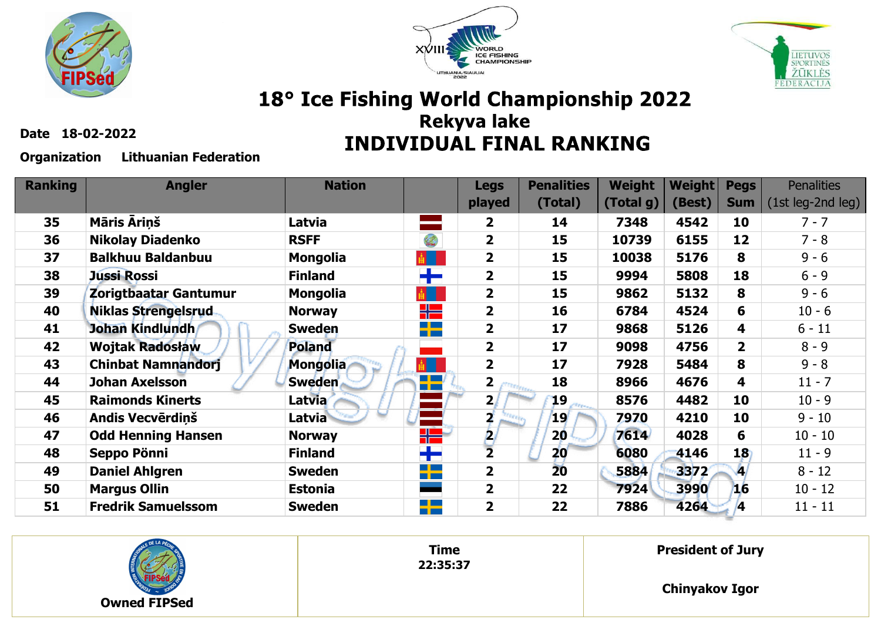# 18° Ice Fishing World Championship 2022

## Rekyva lake

## INDIVIDUAL FINAL RANKING

**Date** 18-02-2022

**Organization** Lithuanian Federation

| Ranking | Angler | Nation | | Legs played | Penalities (Total) | Weight (Total g) | Weight (Best) | Pegs Sum | Penalities (1st leg-2nd leg) |
|---|---|---|---|---|---|---|---|---|---|
| 35 | Māris Āriņš | Latvia | | 2 | 14 | 7348 | 4542 | 10 | 7 - 7 |
| 36 | Nikolay Diadenko | RSFF | | 2 | 15 | 10739 | 6155 | 12 | 7 - 8 |
| 37 | Balkhuu Baldanbuu | Mongolia | | 2 | 15 | 10038 | 5176 | 8 | 9 - 6 |
| 38 | Jussi Rossi | Finland | | 2 | 15 | 9994 | 5808 | 18 | 6 - 9 |
| 39 | Zorigtbaatar Gantumur | Mongolia | | 2 | 15 | 9862 | 5132 | 8 | 9 - 6 |
| 40 | Niklas Strengelsrud | Norway | | 2 | 16 | 6784 | 4524 | 6 | 10 - 6 |
| 41 | Johan Kindlundh | Sweden | | 2 | 17 | 9868 | 5126 | 4 | 6 - 11 |
| 42 | Wojtak Radosław | Poland | | 2 | 17 | 9098 | 4756 | 2 | 8 - 9 |
| 43 | Chinbat Namnandorj | Mongolia | | 2 | 17 | 7928 | 5484 | 8 | 9 - 8 |
| 44 | Johan Axelsson | Sweden | | 2 | 18 | 8966 | 4676 | 4 | 11 - 7 |
| 45 | Raimonds Kinerts | Latvia | | 2 | 19 | 8576 | 4482 | 10 | 10 - 9 |
| 46 | Andis Vecvērdiņš | Latvia | | 2 | 19 | 7970 | 4210 | 10 | 9 - 10 |
| 47 | Odd Henning Hansen | Norway | | 2 | 20 | 7614 | 4028 | 6 | 10 - 10 |
| 48 | Seppo Pönni | Finland | | 2 | 20 | 6080 | 4146 | 18 | 11 - 9 |
| 49 | Daniel Ahlgren | Sweden | | 2 | 20 | 5884 | 3372 | 4 | 8 - 12 |
| 50 | Margus Ollin | Estonia | | 2 | 22 | 7924 | 3990 | 16 | 10 - 12 |
| 51 | Fredrik Samuelssom | Sweden | | 2 | 22 | 7886 | 4264 | 4 | 11 - 11 |

| Owned FIPSed | Time 22:35:37 | President of Jury Chinyakov Igor |
|---|---|---|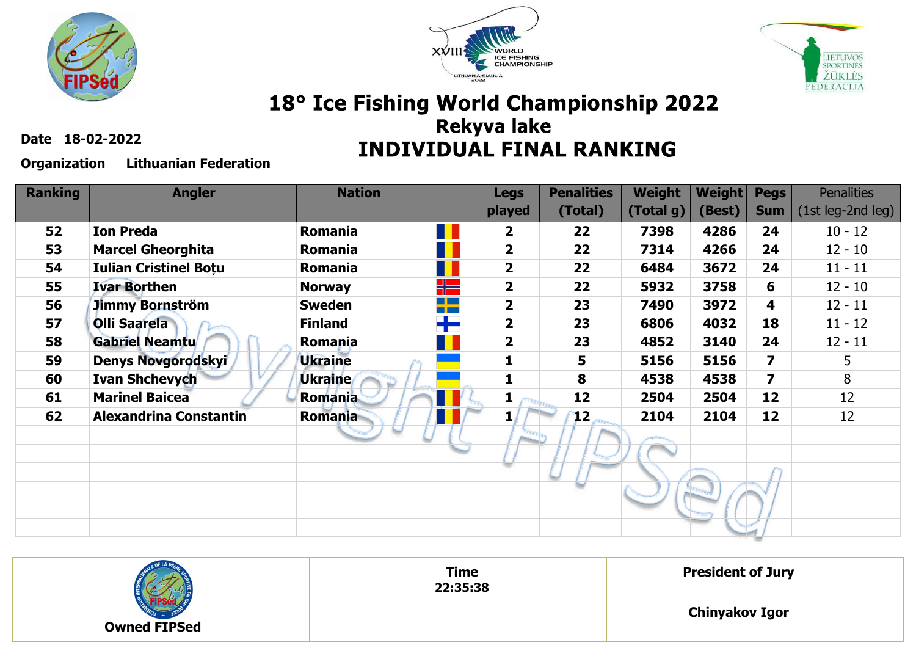# 18° Ice Fishing World Championship 2022

## Rekyva lake

## INDIVIDUAL FINAL RANKING

**Date** 18-02-2022

**Organization** Lithuanian Federation

| Ranking | Angler | Nation | | Legs played | Penalities (Total) | Weight (Total g) | Weight (Best) | Pegs Sum | Penalities (1st leg-2nd leg) |
|---|---|---|---|---|---|---|---|---|---|
| 52 | Ion Preda | Romania | | 2 | 22 | 7398 | 4286 | 24 | 10 - 12 |
| 53 | Marcel Gheorghita | Romania | | 2 | 22 | 7314 | 4266 | 24 | 12 - 10 |
| 54 | Iulian Cristinel Boțu | Romania | | 2 | 22 | 6484 | 3672 | 24 | 11 - 11 |
| 55 | Ivar Borthen | Norway | | 2 | 22 | 5932 | 3758 | 6 | 12 - 10 |
| 56 | Jimmy Bornström | Sweden | | 2 | 23 | 7490 | 3972 | 4 | 12 - 11 |
| 57 | Olli Saarela | Finland | | 2 | 23 | 6806 | 4032 | 18 | 11 - 12 |
| 58 | Gabriel Neamtu | Romania | | 2 | 23 | 4852 | 3140 | 24 | 12 - 11 |
| 59 | Denys Novgorodskyi | Ukraine | | 1 | 5 | 5156 | 5156 | 7 | 5 |
| 60 | Ivan Shchevych | Ukraine | | 1 | 8 | 4538 | 4538 | 7 | 8 |
| 61 | Marinel Baicea | Romania | | 1 | 12 | 2504 | 2504 | 12 | 12 |
| 62 | Alexandrina Constantin | Romania | | 1 | 12 | 2104 | 2104 | 12 | 12 |

| Owned FIPSed | Time 22:35:38 | President of Jury Chinyakov Igor |
|---|---|---|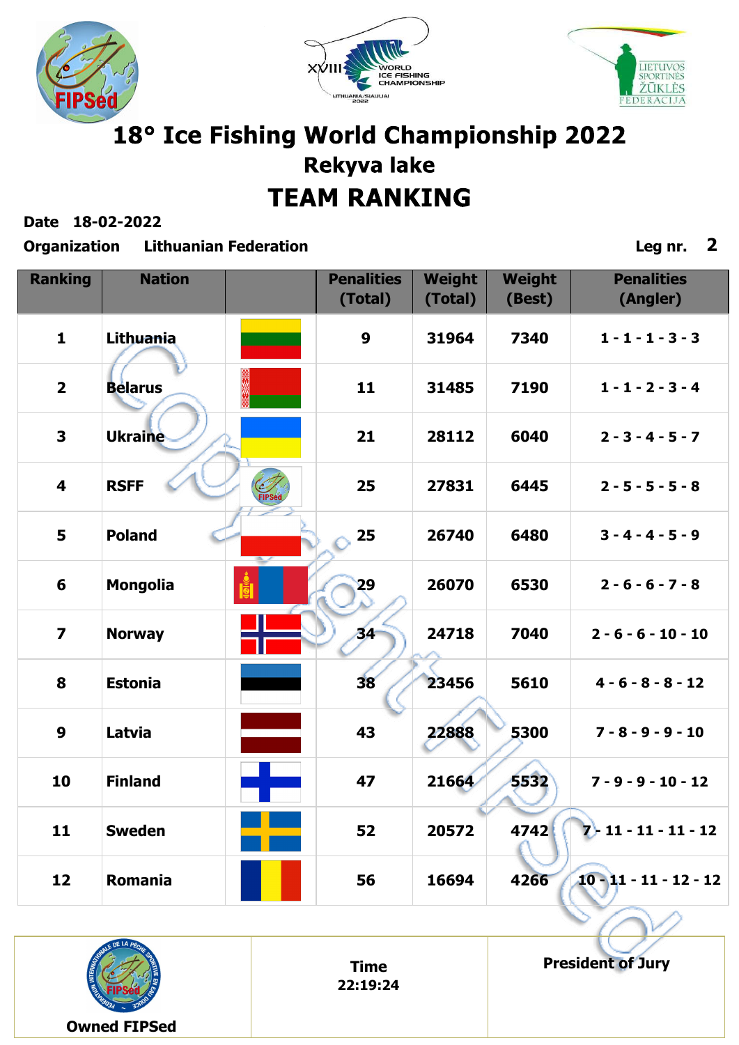# 18° Ice Fishing World Championship 2022

## Rekyva lake

## TEAM RANKING

**Date** 18-02-2022

**Organization** Lithuanian Federation

**Leg nr.** 2

| Ranking | Nation | | Penalities (Total) | Weight (Total) | Weight (Best) | Penalities (Angler) |
|---|---|---|---|---|---|---|
| 1 | Lithuania | | 9 | 31964 | 7340 | 1 - 1 - 1 - 3 - 3 |
| 2 | Belarus | | 11 | 31485 | 7190 | 1 - 1 - 2 - 3 - 4 |
| 3 | Ukraine | | 21 | 28112 | 6040 | 2 - 3 - 4 - 5 - 7 |
| 4 | RSFF | | 25 | 27831 | 6445 | 2 - 5 - 5 - 5 - 8 |
| 5 | Poland | | 25 | 26740 | 6480 | 3 - 4 - 4 - 5 - 9 |
| 6 | Mongolia | | 29 | 26070 | 6530 | 2 - 6 - 6 - 7 - 8 |
| 7 | Norway | | 34 | 24718 | 7040 | 2 - 6 - 6 - 10 - 10 |
| 8 | Estonia | | 38 | 23456 | 5610 | 4 - 6 - 8 - 8 - 12 |
| 9 | Latvia | | 43 | 22888 | 5300 | 7 - 8 - 9 - 9 - 10 |
| 10 | Finland | | 47 | 21664 | 5532 | 7 - 9 - 9 - 10 - 12 |
| 11 | Sweden | | 52 | 20572 | 4742 | 7 - 11 - 11 - 11 - 12 |
| 12 | Romania | | 56 | 16694 | 4266 | 10 - 11 - 11 - 12 - 12 |

| Owned FIPSed | Time 22:19:24 | President of Jury |
|---|---|---|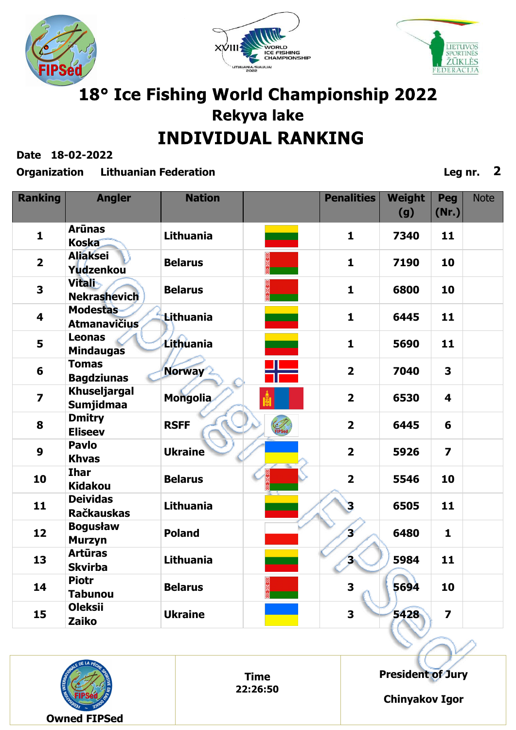# 18° Ice Fishing World Championship 2022

## Rekyva lake

## INDIVIDUAL RANKING

**Date** 18-02-2022

**Organization** Lithuanian Federation

**Leg nr.** 2

| Ranking | Angler | Nation | | Penalities | Weight (g) | Peg (Nr.) | Note |
|---|---|---|---|---|---|---|---|
| 1 | Arūnas Koska | Lithuania | | 1 | 7340 | 11 | |
| 2 | Aliaksei Yudzenkou | Belarus | | 1 | 7190 | 10 | |
| 3 | Vitali Nekrashevich | Belarus | | 1 | 6800 | 10 | |
| 4 | Modestas Atmanavičius | Lithuania | | 1 | 6445 | 11 | |
| 5 | Leonas Mindaugas | Lithuania | | 1 | 5690 | 11 | |
| 6 | Tomas Bagdziunas | Norway | | 2 | 7040 | 3 | |
| 7 | Khuseljargal Sumjidmaa | Mongolia | | 2 | 6530 | 4 | |
| 8 | Dmitry Eliseev | RSFF | | 2 | 6445 | 6 | |
| 9 | Pavlo Khvas | Ukraine | | 2 | 5926 | 7 | |
| 10 | Ihar Kidakou | Belarus | | 2 | 5546 | 10 | |
| 11 | Deividas Račkauskas | Lithuania | | 3 | 6505 | 11 | |
| 12 | Bogusław Murzyn | Poland | | 3 | 6480 | 1 | |
| 13 | Artūras Skvirba | Lithuania | | 3 | 5984 | 11 | |
| 14 | Piotr Tabunou | Belarus | | 3 | 5694 | 10 | |
| 15 | Oleksii Zaiko | Ukraine | | 3 | 5428 | 7 | |

| Owned FIPSed | Time 22:26:50 | President of Jury<br>Chinyakov Igor |
|---|---|---|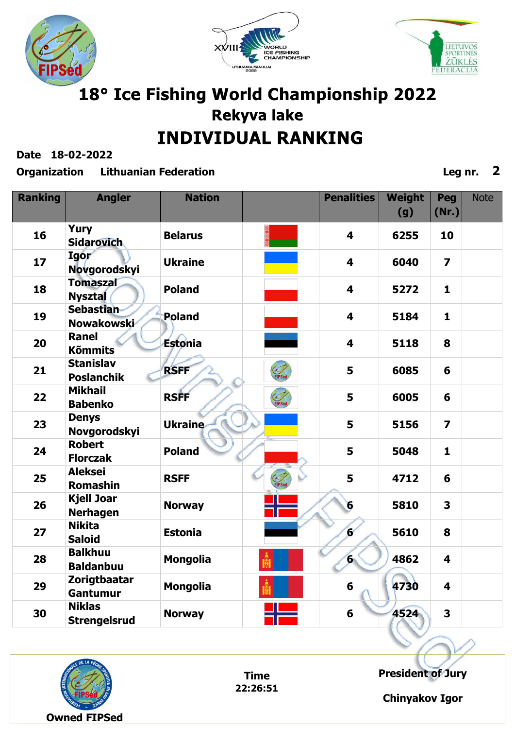# 18° Ice Fishing World Championship 2022

## Rekyva lake

## INDIVIDUAL RANKING

**Date** 18-02-2022

**Organization** Lithuanian Federation

**Leg nr.** 2

| Ranking | Angler | Nation | | Penalities | Weight (g) | Peg (Nr.) | Note |
|---|---|---|---|---|---|---|---|
| 16 | Yury Sidarovich | Belarus | | 4 | 6255 | 10 | |
| 17 | Igor Novgorodskyi | Ukraine | | 4 | 6040 | 7 | |
| 18 | Tomaszal Nysztal | Poland | | 4 | 5272 | 1 | |
| 19 | Sebastian Nowakowski | Poland | | 4 | 5184 | 1 | |
| 20 | Ranel Kõmmits | Estonia | | 4 | 5118 | 8 | |
| 21 | Stanislav Poslanchik | RSFF | FIPSed | 5 | 6085 | 6 | |
| 22 | Mikhail Babenko | RSFF | FIPSed | 5 | 6005 | 6 | |
| 23 | Denys Novgorodskyi | Ukraine | | 5 | 5156 | 7 | |
| 24 | Robert Florczak | Poland | | 5 | 5048 | 1 | |
| 25 | Aleksei Romashin | RSFF | FIPSed | 5 | 4712 | 6 | |
| 26 | Kjell Joar Nerhagen | Norway | | 6 | 5810 | 3 | |
| 27 | Nikita Saloid | Estonia | | 6 | 5610 | 8 | |
| 28 | Balkhuu Baldanbuu | Mongolia | | 6 | 4862 | 4 | |
| 29 | Zorigtbaatar Gantumur | Mongolia | | 6 | 4730 | 4 | |
| 30 | Niklas Strengelsrud | Norway | | 6 | 4524 | 3 | |

| Owned FIPSed | Time 22:26:51 | President of Jury Chinyakov Igor |
|---|---|---|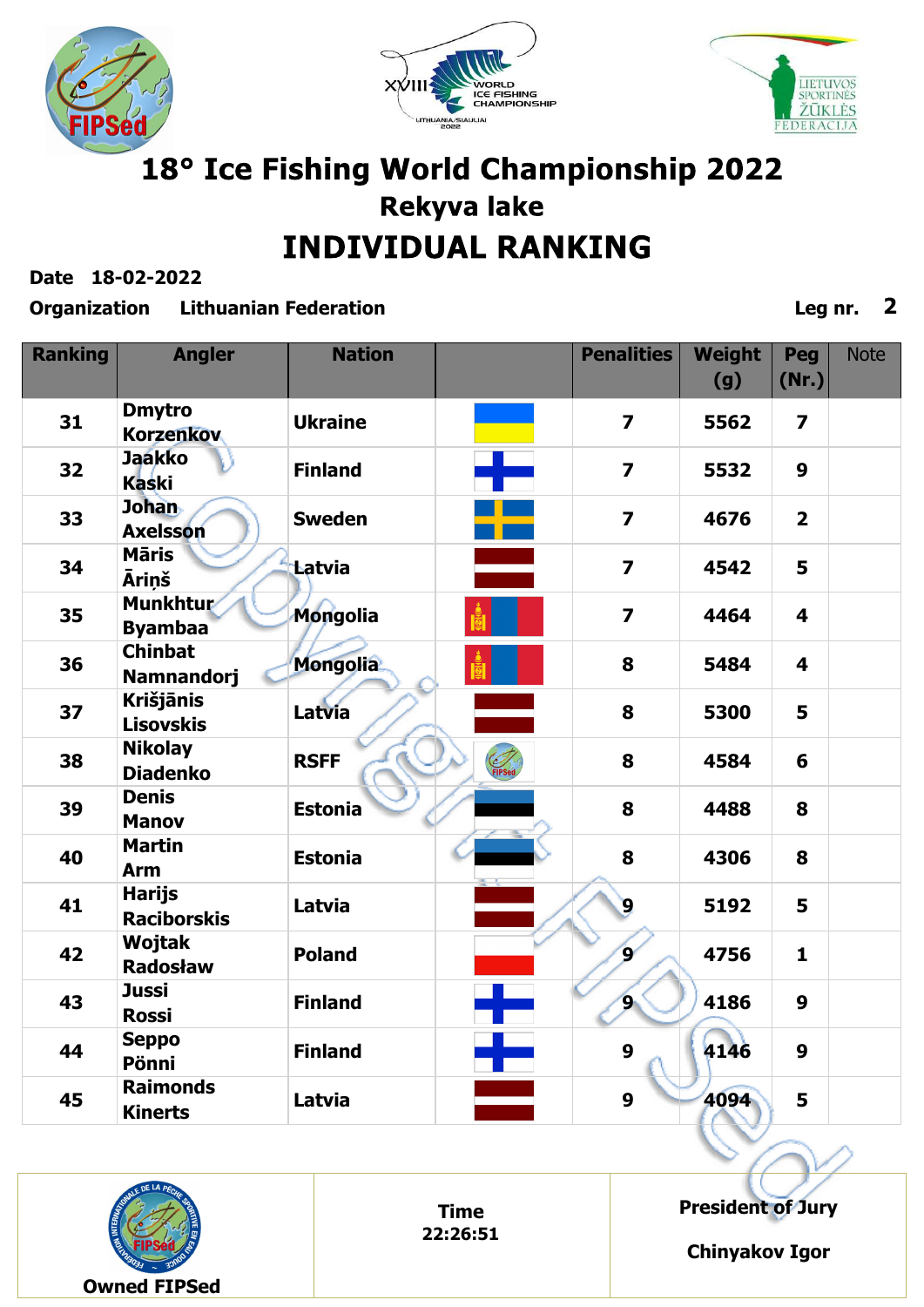# 18° Ice Fishing World Championship 2022

## Rekyva lake

## INDIVIDUAL RANKING

**Date** 18-02-2022

**Organization** Lithuanian Federation

**Leg nr.** 2

| Ranking | Angler | Nation | | Penalities | Weight (g) | Peg (Nr.) | Note |
|---|---|---|---|---|---|---|---|
| 31 | Dmytro Korzenkov | Ukraine | | 7 | 5562 | 7 | |
| 32 | Jaakko Kaski | Finland | | 7 | 5532 | 9 | |
| 33 | Johan Axelsson | Sweden | | 7 | 4676 | 2 | |
| 34 | Māris Āriņš | Latvia | | 7 | 4542 | 5 | |
| 35 | Munkhtur Byambaa | Mongolia | | 7 | 4464 | 4 | |
| 36 | Chinbat Namnandorj | Mongolia | | 8 | 5484 | 4 | |
| 37 | Krišjānis Lisovskis | Latvia | | 8 | 5300 | 5 | |
| 38 | Nikolay Diadenko | RSFF | | 8 | 4584 | 6 | |
| 39 | Denis Manov | Estonia | | 8 | 4488 | 8 | |
| 40 | Martin Arm | Estonia | | 8 | 4306 | 8 | |
| 41 | Harijs Raciborskis | Latvia | | 9 | 5192 | 5 | |
| 42 | Wojtak Radosław | Poland | | 9 | 4756 | 1 | |
| 43 | Jussi Rossi | Finland | | 9 | 4186 | 9 | |
| 44 | Seppo Pönni | Finland | | 9 | 4146 | 9 | |
| 45 | Raimonds Kinerts | Latvia | | 9 | 4094 | 5 | |

| Owned FIPSed | Time 22:26:51 | President of Jury<br>Chinyakov Igor |
|---|---|---|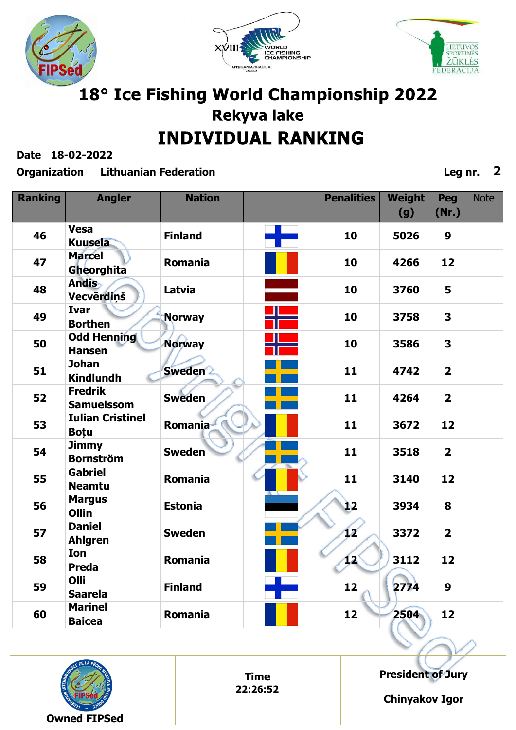# 18° Ice Fishing World Championship 2022

## Rekyva lake

## INDIVIDUAL RANKING

**Date** 18-02-2022

**Organization** Lithuanian Federation

**Leg nr.** 2

| Ranking | Angler | Nation | | Penalities | Weight (g) | Peg (Nr.) | Note |
|---|---|---|---|---|---|---|---|
| 46 | Vesa Kuusela | Finland | | 10 | 5026 | 9 | |
| 47 | Marcel Gheorghita | Romania | | 10 | 4266 | 12 | |
| 48 | Andis Vecvērdiņš | Latvia | | 10 | 3760 | 5 | |
| 49 | Ivar Borthen | Norway | | 10 | 3758 | 3 | |
| 50 | Odd Henning Hansen | Norway | | 10 | 3586 | 3 | |
| 51 | Johan Kindlundh | Sweden | | 11 | 4742 | 2 | |
| 52 | Fredrik Samuelsson | Sweden | | 11 | 4264 | 2 | |
| 53 | Iulian Cristinel Boțu | Romania | | 11 | 3672 | 12 | |
| 54 | Jimmy Bornström | Sweden | | 11 | 3518 | 2 | |
| 55 | Gabriel Neamtu | Romania | | 11 | 3140 | 12 | |
| 56 | Margus Ollin | Estonia | | 12 | 3934 | 8 | |
| 57 | Daniel Ahlgren | Sweden | | 12 | 3372 | 2 | |
| 58 | Ion Preda | Romania | | 12 | 3112 | 12 | |
| 59 | Olli Saarela | Finland | | 12 | 2774 | 9 | |
| 60 | Marinel Baicea | Romania | | 12 | 2504 | 12 | |

Owned FIPSed

Time 22:26:52

President of Jury

Chinyakov Igor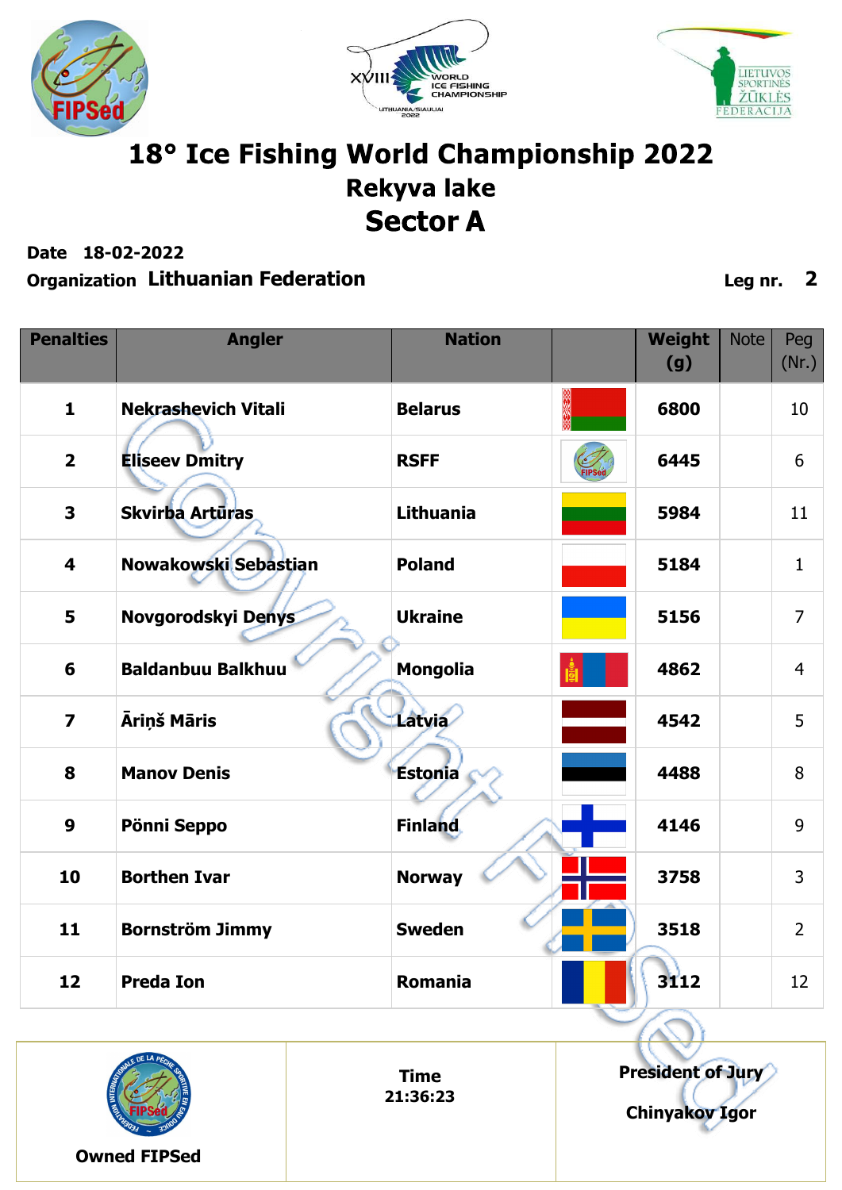# 18° Ice Fishing World Championship 2022

## Rekyva lake

## Sector A

**Date** 18-02-2022

**Organization** Lithuanian Federation

**Leg nr.** 2

| Penalties | Angler | Nation | | Weight (g) | Note | Peg (Nr.) |
|---|---|---|---|---|---|---|
| 1 | Nekrashevich Vitali | Belarus | | 6800 | | 10 |
| 2 | Eliseev Dmitry | RSFF | | 6445 | | 6 |
| 3 | Skvirba Artūras | Lithuania | | 5984 | | 11 |
| 4 | Nowakowski Sebastian | Poland | | 5184 | | 1 |
| 5 | Novgorodskyi Denys | Ukraine | | 5156 | | 7 |
| 6 | Baldanbuu Balkhuu | Mongolia | | 4862 | | 4 |
| 7 | Āriņš Māris | Latvia | | 4542 | | 5 |
| 8 | Manov Denis | Estonia | | 4488 | | 8 |
| 9 | Pönni Seppo | Finland | | 4146 | | 9 |
| 10 | Borthen Ivar | Norway | | 3758 | | 3 |
| 11 | Bornström Jimmy | Sweden | | 3518 | | 2 |
| 12 | Preda Ion | Romania | | 3112 | | 12 |

| Owned FIPSed | Time 21:36:23 | President of Jury Chinyakov Igor |
|---|---|---|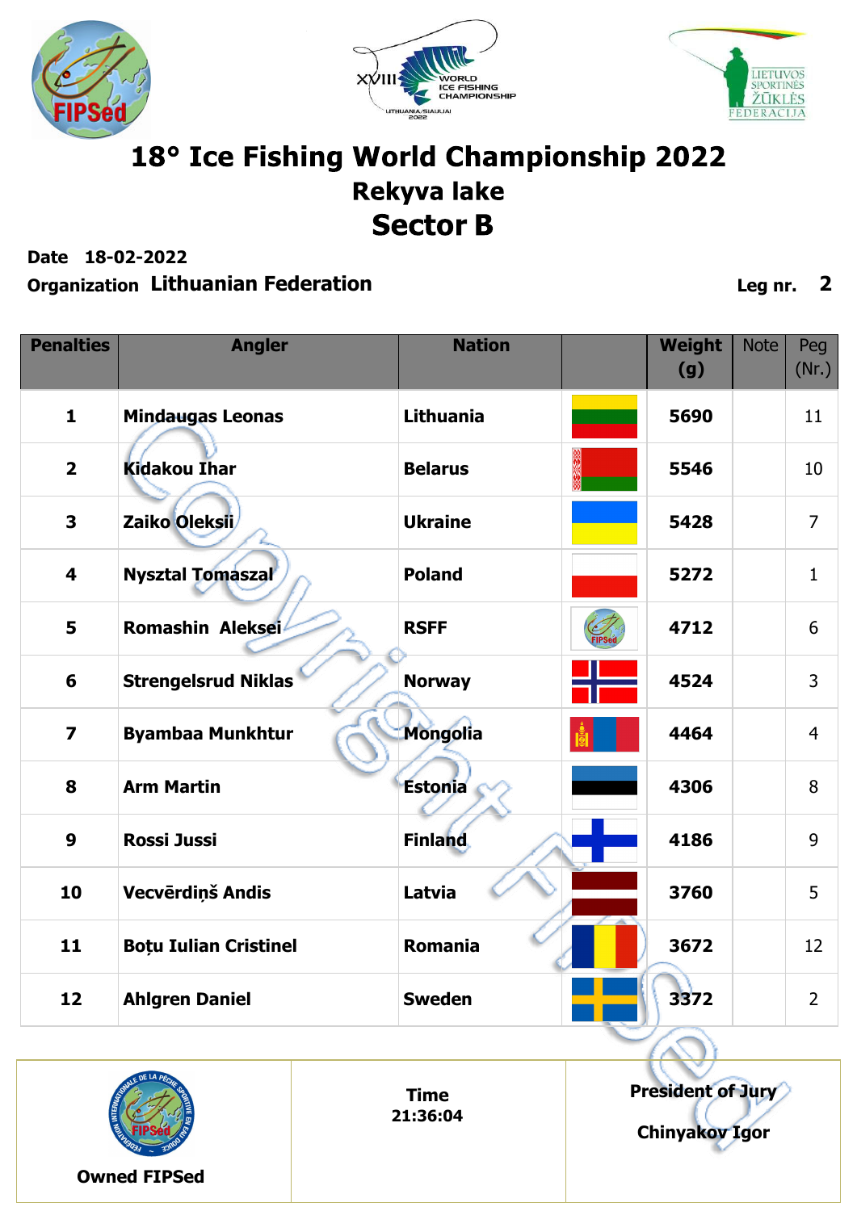# 18° Ice Fishing World Championship 2022

## Rekyva lake

## Sector B

**Date** 18-02-2022

**Organization** Lithuanian Federation

**Leg nr.** 2

| Penalties | Angler | Nation | | Weight (g) | Note | Peg (Nr.) |
|---|---|---|---|---|---|---|
| 1 | Mindaugas Leonas | Lithuania | | 5690 | | 11 |
| 2 | Kidakou Ihar | Belarus | | 5546 | | 10 |
| 3 | Zaiko Oleksii | Ukraine | | 5428 | | 7 |
| 4 | Nysztal Tomaszal | Poland | | 5272 | | 1 |
| 5 | Romashin Aleksei | RSFF | | 4712 | | 6 |
| 6 | Strengelsrud Niklas | Norway | | 4524 | | 3 |
| 7 | Byambaa Munkhtur | Mongolia | | 4464 | | 4 |
| 8 | Arm Martin | Estonia | | 4306 | | 8 |
| 9 | Rossi Jussi | Finland | | 4186 | | 9 |
| 10 | Vecvērdiņš Andis | Latvia | | 3760 | | 5 |
| 11 | Boțu Iulian Cristinel | Romania | | 3672 | | 12 |
| 12 | Ahlgren Daniel | Sweden | | 3372 | | 2 |

| Owned FIPSed | Time 21:36:04 | President of Jury Chinyakov Igor |
|---|---|---|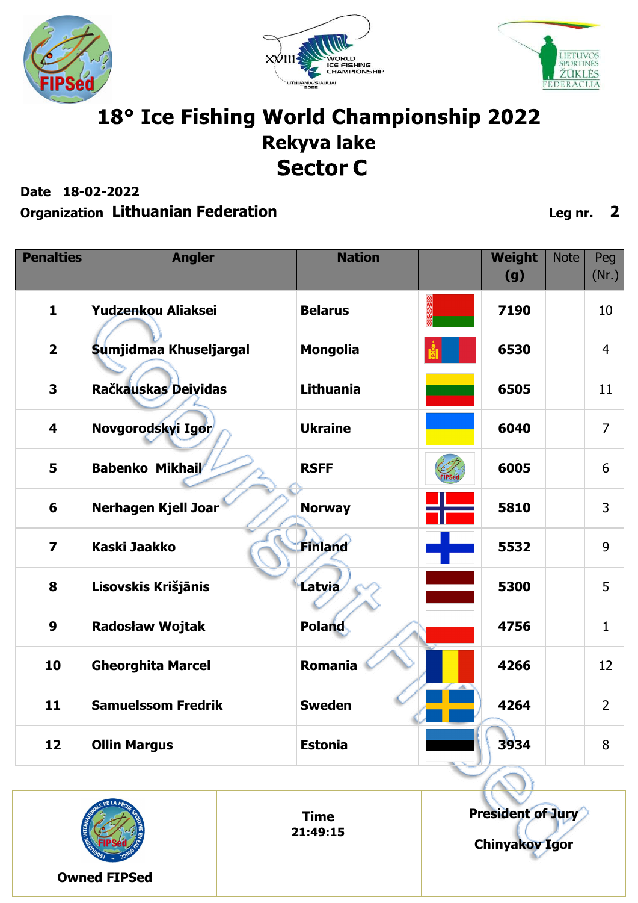# 18° Ice Fishing World Championship 2022

## Rekyva lake

## Sector C

**Date** 18-02-2022

**Organization** Lithuanian Federation

**Leg nr.** 2

| Penalties | Angler | Nation | | Weight (g) | Note | Peg (Nr.) |
|---|---|---|---|---|---|---|
| 1 | Yudzenkou Aliaksei | Belarus | | 7190 | | 10 |
| 2 | Sumjidmaa Khuseljargal | Mongolia | | 6530 | | 4 |
| 3 | Račkauskas Deividas | Lithuania | | 6505 | | 11 |
| 4 | Novgorodskyi Igor | Ukraine | | 6040 | | 7 |
| 5 | Babenko Mikhail | RSFF | | 6005 | | 6 |
| 6 | Nerhagen Kjell Joar | Norway | | 5810 | | 3 |
| 7 | Kaski Jaakko | Finland | | 5532 | | 9 |
| 8 | Lisovskis Krišjānis | Latvia | | 5300 | | 5 |
| 9 | Radosław Wojtak | Poland | | 4756 | | 1 |
| 10 | Gheorghita Marcel | Romania | | 4266 | | 12 |
| 11 | Samuelssom Fredrik | Sweden | | 4264 | | 2 |
| 12 | Ollin Margus | Estonia | | 3934 | | 8 |

| Owned FIPSed | Time 21:49:15 | President of Jury Chinyakov Igor |
|---|---|---|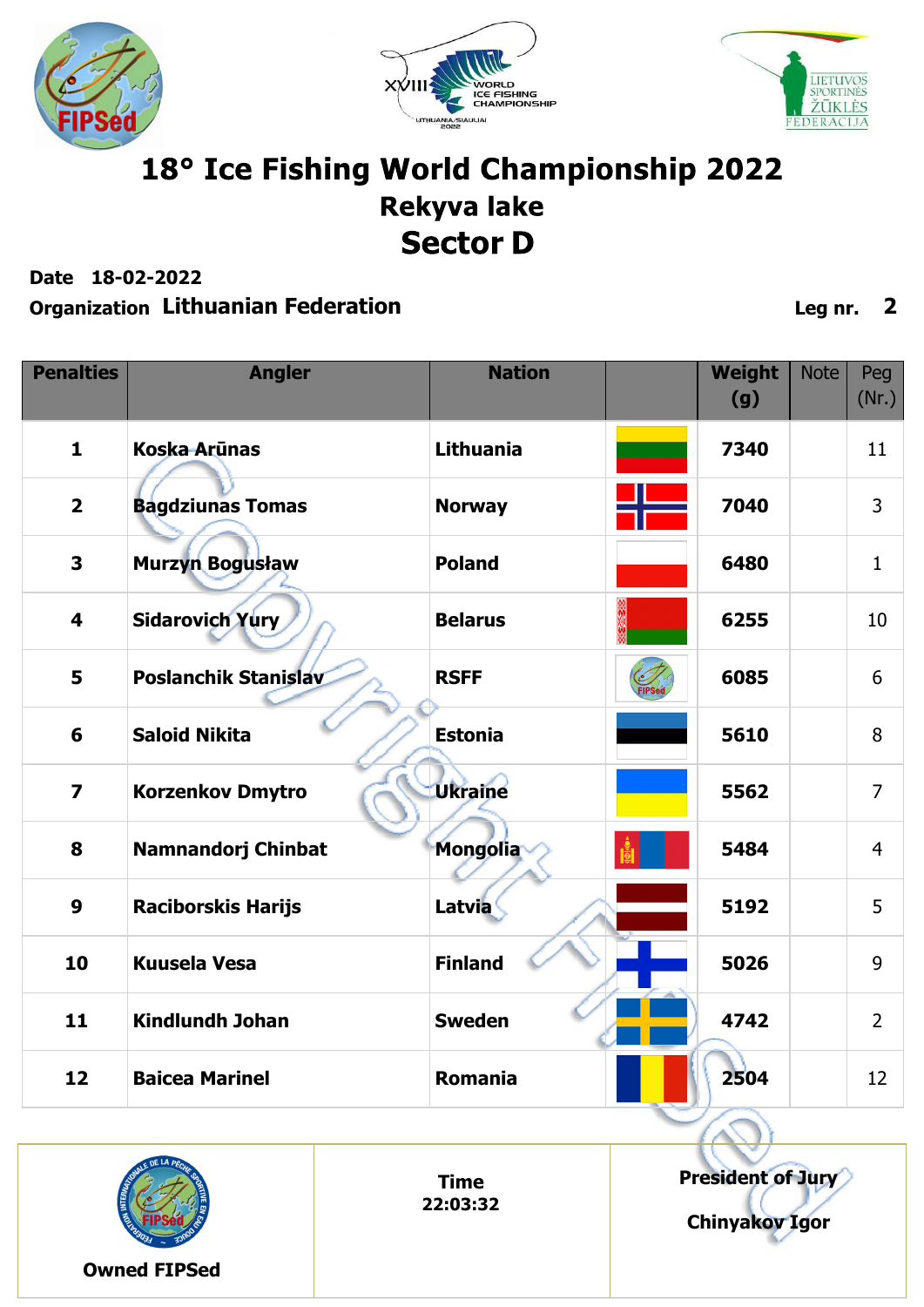# 18° Ice Fishing World Championship 2022

## Rekyva lake

## Sector D

**Date** 18-02-2022

**Organization** Lithuanian Federation

**Leg nr.** 2

| Penalties | Angler | Nation | | Weight (g) | Note | Peg (Nr.) |
|---|---|---|---|---|---|---|
| 1 | Koska Arūnas | Lithuania | | 7340 | | 11 |
| 2 | Bagdziunas Tomas | Norway | | 7040 | | 3 |
| 3 | Murzyn Bogusław | Poland | | 6480 | | 1 |
| 4 | Sidarovich Yury | Belarus | | 6255 | | 10 |
| 5 | Poslanchik Stanislav | RSFF | | 6085 | | 6 |
| 6 | Saloid Nikita | Estonia | | 5610 | | 8 |
| 7 | Korzenkov Dmytro | Ukraine | | 5562 | | 7 |
| 8 | Namnandorj Chinbat | Mongolia | | 5484 | | 4 |
| 9 | Raciborskis Harijs | Latvia | | 5192 | | 5 |
| 10 | Kuusela Vesa | Finland | | 5026 | | 9 |
| 11 | Kindlundh Johan | Sweden | | 4742 | | 2 |
| 12 | Baicea Marinel | Romania | | 2504 | | 12 |

| Owned FIPSed | Time 22:03:32 | President of Jury Chinyakov Igor |
|---|---|---|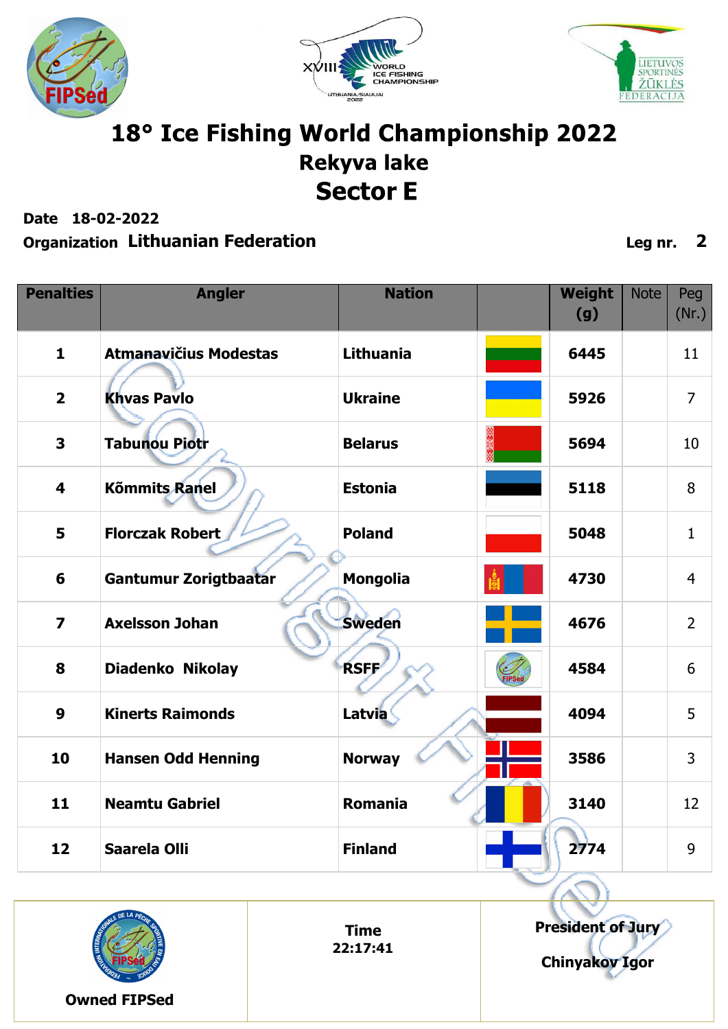# 18° Ice Fishing World Championship 2022

## Rekyva lake

## Sector E

**Date** 18-02-2022

**Organization** Lithuanian Federation **Leg nr.** 2

| Penalties | Angler | Nation | | Weight (g) | Note | Peg (Nr.) |
|---|---|---|---|---|---|---|
| 1 | Atmanavičius Modestas | Lithuania | | 6445 | | 11 |
| 2 | Khvas Pavlo | Ukraine | | 5926 | | 7 |
| 3 | Tabunou Piotr | Belarus | | 5694 | | 10 |
| 4 | Kõmmits Ranel | Estonia | | 5118 | | 8 |
| 5 | Florczak Robert | Poland | | 5048 | | 1 |
| 6 | Gantumur Zorigtbaatar | Mongolia | | 4730 | | 4 |
| 7 | Axelsson Johan | Sweden | | 4676 | | 2 |
| 8 | Diadenko Nikolay | RSFF | | 4584 | | 6 |
| 9 | Kinerts Raimonds | Latvia | | 4094 | | 5 |
| 10 | Hansen Odd Henning | Norway | | 3586 | | 3 |
| 11 | Neamtu Gabriel | Romania | | 3140 | | 12 |
| 12 | Saarela Olli | Finland | | 2774 | | 9 |

| Owned FIPSed | Time 22:17:41 | President of Jury Chinyakov Igor |
|---|---|---|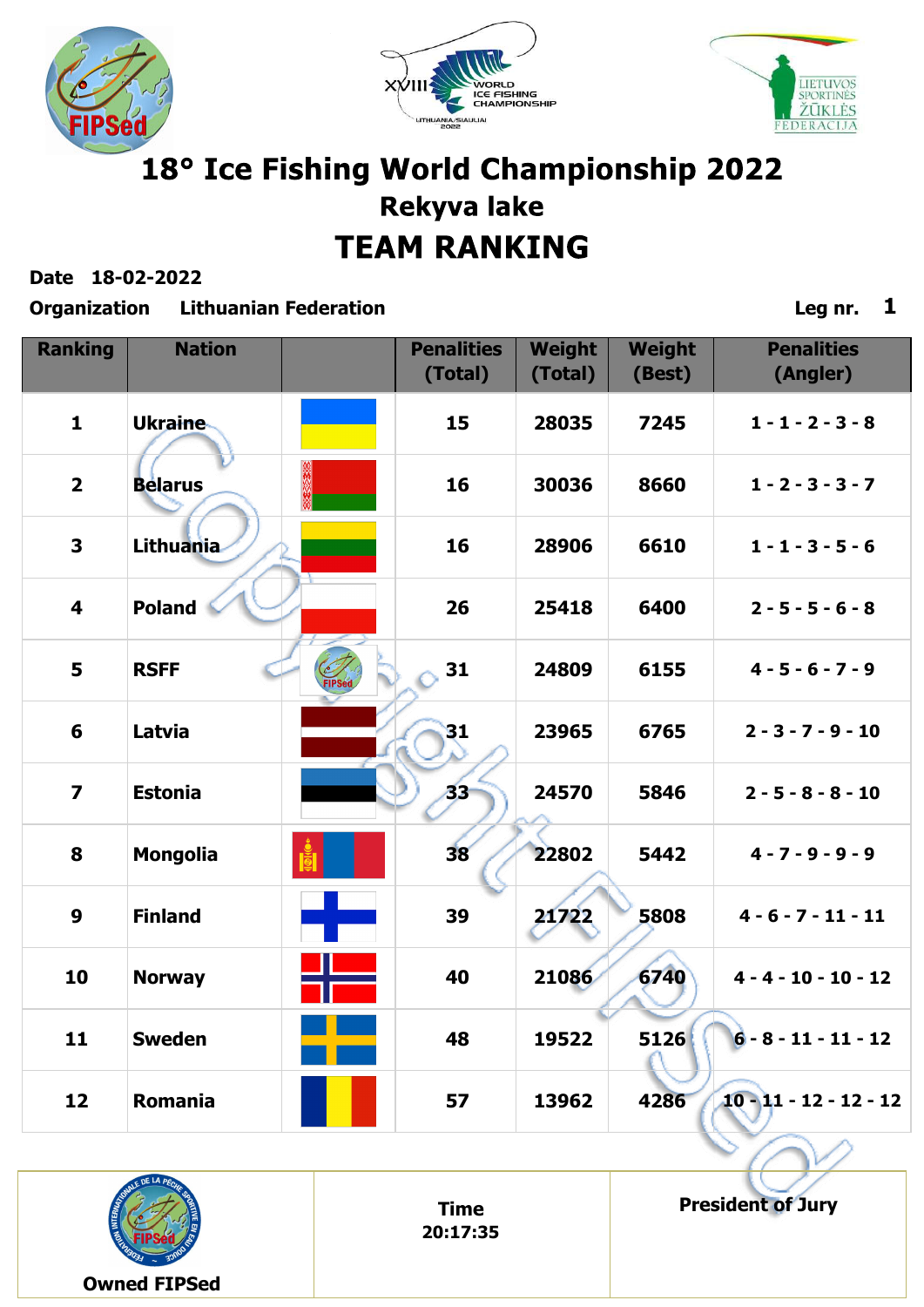# 18° Ice Fishing World Championship 2022

## Rekyva lake

## TEAM RANKING

**Date** 18-02-2022

**Organization** Lithuanian Federation **Leg nr.** 1

| Ranking | Nation | | Penalities (Total) | Weight (Total) | Weight (Best) | Penalities (Angler) |
|---|---|---|---|---|---|---|
| 1 | Ukraine | | 15 | 28035 | 7245 | 1 - 1 - 2 - 3 - 8 |
| 2 | Belarus | | 16 | 30036 | 8660 | 1 - 2 - 3 - 3 - 7 |
| 3 | Lithuania | | 16 | 28906 | 6610 | 1 - 1 - 3 - 5 - 6 |
| 4 | Poland | | 26 | 25418 | 6400 | 2 - 5 - 5 - 6 - 8 |
| 5 | RSFF | | 31 | 24809 | 6155 | 4 - 5 - 6 - 7 - 9 |
| 6 | Latvia | | 31 | 23965 | 6765 | 2 - 3 - 7 - 9 - 10 |
| 7 | Estonia | | 33 | 24570 | 5846 | 2 - 5 - 8 - 8 - 10 |
| 8 | Mongolia | | 38 | 22802 | 5442 | 4 - 7 - 9 - 9 - 9 |
| 9 | Finland | | 39 | 21722 | 5808 | 4 - 6 - 7 - 11 - 11 |
| 10 | Norway | | 40 | 21086 | 6740 | 4 - 4 - 10 - 10 - 12 |
| 11 | Sweden | | 48 | 19522 | 5126 | 6 - 8 - 11 - 11 - 12 |
| 12 | Romania | | 57 | 13962 | 4286 | 10 - 11 - 12 - 12 - 12 |

| Owned FIPSed | Time 20:17:35 | President of Jury |
|---|---|---|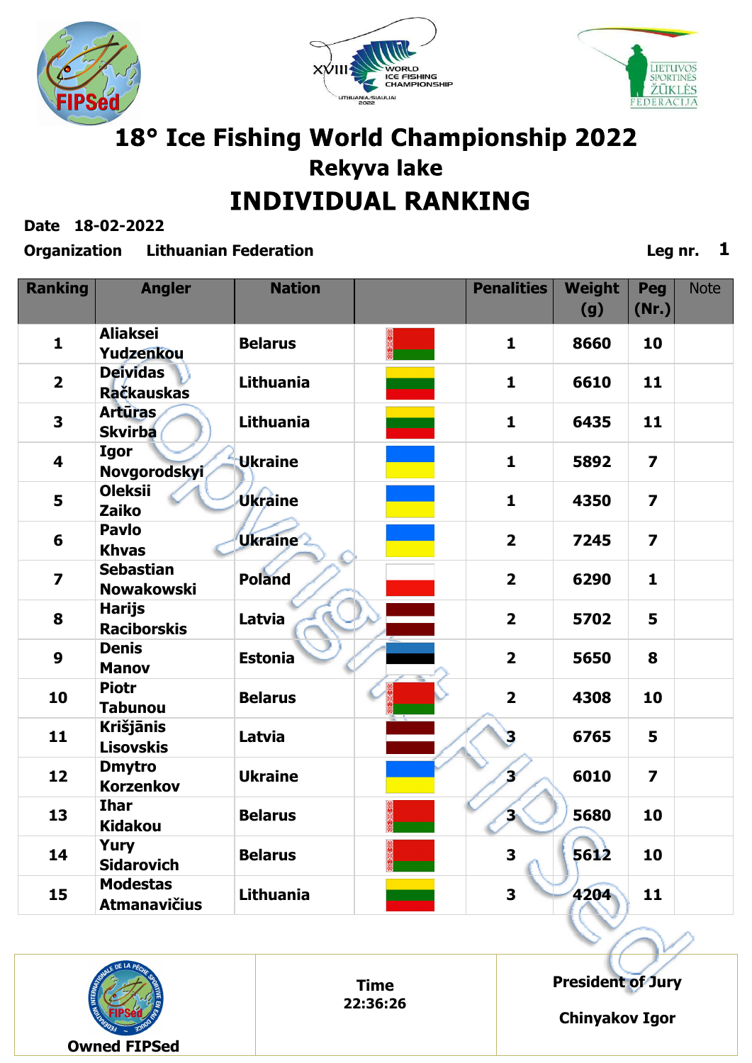# 18° Ice Fishing World Championship 2022

## Rekyva lake

## INDIVIDUAL RANKING

**Date** 18-02-2022

**Organization** Lithuanian Federation

**Leg nr.** 1

| Ranking | Angler | Nation | | Penalities | Weight (g) | Peg (Nr.) | Note |
|---|---|---|---|---|---|---|---|
| 1 | Aliaksei Yudzenkou | Belarus | | 1 | 8660 | 10 | |
| 2 | Deividas Račkauskas | Lithuania | | 1 | 6610 | 11 | |
| 3 | Artūras Skvirba | Lithuania | | 1 | 6435 | 11 | |
| 4 | Igor Novgorodskyi | Ukraine | | 1 | 5892 | 7 | |
| 5 | Oleksii Zaiko | Ukraine | | 1 | 4350 | 7 | |
| 6 | Pavlo Khvas | Ukraine | | 2 | 7245 | 7 | |
| 7 | Sebastian Nowakowski | Poland | | 2 | 6290 | 1 | |
| 8 | Harijs Raciborskis | Latvia | | 2 | 5702 | 5 | |
| 9 | Denis Manov | Estonia | | 2 | 5650 | 8 | |
| 10 | Piotr Tabunou | Belarus | | 2 | 4308 | 10 | |
| 11 | Krišjānis Lisovskis | Latvia | | 3 | 6765 | 5 | |
| 12 | Dmytro Korzenkov | Ukraine | | 3 | 6010 | 7 | |
| 13 | Ihar Kidakou | Belarus | | 3 | 5680 | 10 | |
| 14 | Yury Sidarovich | Belarus | | 3 | 5612 | 10 | |
| 15 | Modestas Atmanavičius | Lithuania | | 3 | 4204 | 11 | |

| Owned FIPSed | Time 22:36:26 | President of Jury Chinyakov Igor |
|---|---|---|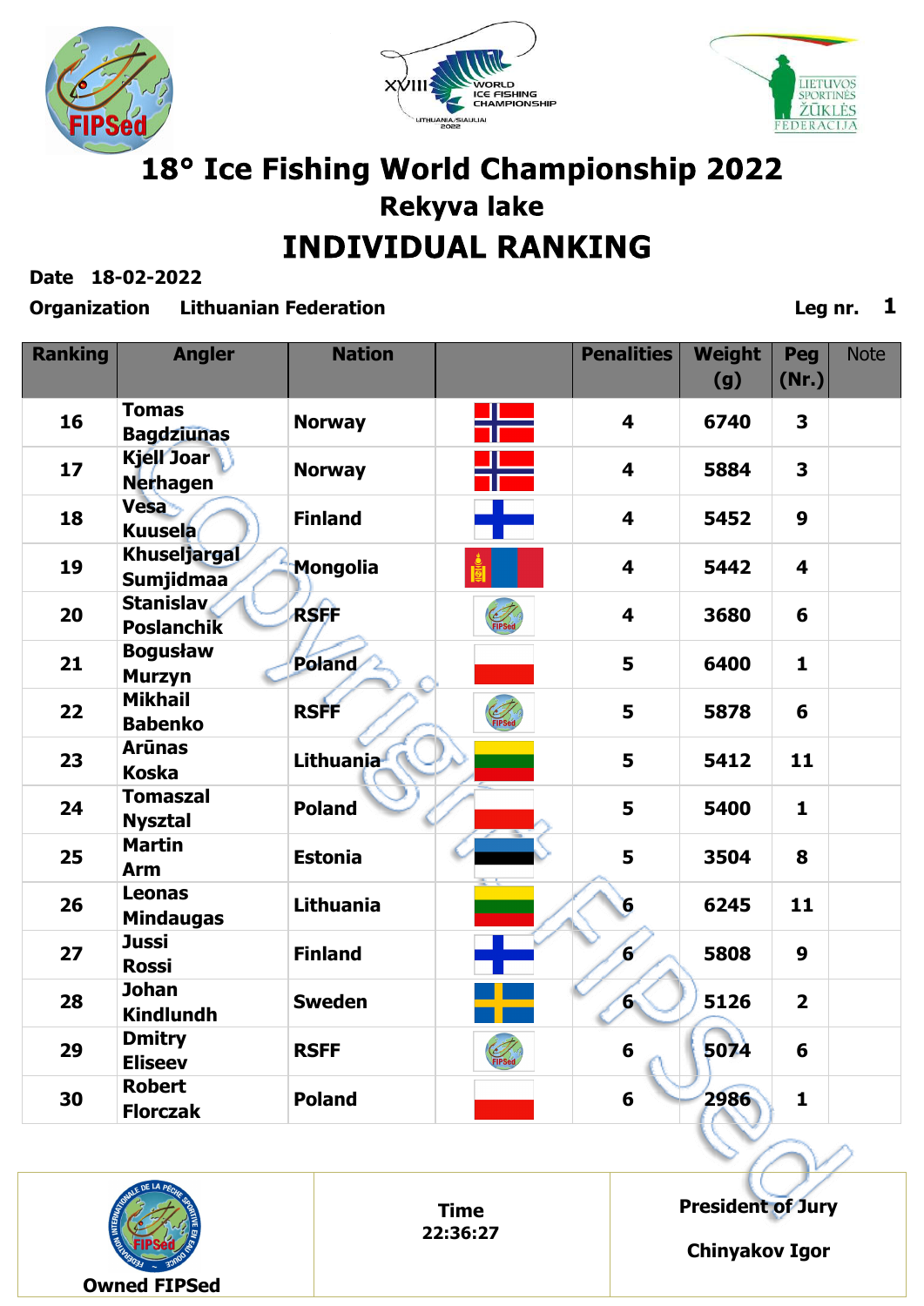# 18° Ice Fishing World Championship 2022

## Rekyva lake

## INDIVIDUAL RANKING

**Date** 18-02-2022

**Organization** Lithuanian Federation

**Leg nr.** 1

| Ranking | Angler | Nation | | Penalities | Weight (g) | Peg (Nr.) | Note |
|---|---|---|---|---|---|---|---|
| 16 | Tomas Bagdziunas | Norway | | 4 | 6740 | 3 | |
| 17 | Kjell Joar Nerhagen | Norway | | 4 | 5884 | 3 | |
| 18 | Vesa Kuusela | Finland | | 4 | 5452 | 9 | |
| 19 | Khuseljargal Sumjidmaa | Mongolia | | 4 | 5442 | 4 | |
| 20 | Stanislav Poslanchik | RSFF | | 4 | 3680 | 6 | |
| 21 | Bogusław Murzyn | Poland | | 5 | 6400 | 1 | |
| 22 | Mikhail Babenko | RSFF | | 5 | 5878 | 6 | |
| 23 | Arūnas Koska | Lithuania | | 5 | 5412 | 11 | |
| 24 | Tomaszal Nysztal | Poland | | 5 | 5400 | 1 | |
| 25 | Martin Arm | Estonia | | 5 | 3504 | 8 | |
| 26 | Leonas Mindaugas | Lithuania | | 6 | 6245 | 11 | |
| 27 | Jussi Rossi | Finland | | 6 | 5808 | 9 | |
| 28 | Johan Kindlundh | Sweden | | 6 | 5126 | 2 | |
| 29 | Dmitry Eliseev | RSFF | | 6 | 5074 | 6 | |
| 30 | Robert Florczak | Poland | | 6 | 2986 | 1 | |

| Owned FIPSed | Time 22:36:27 | President of Jury Chinyakov Igor |
|---|---|---|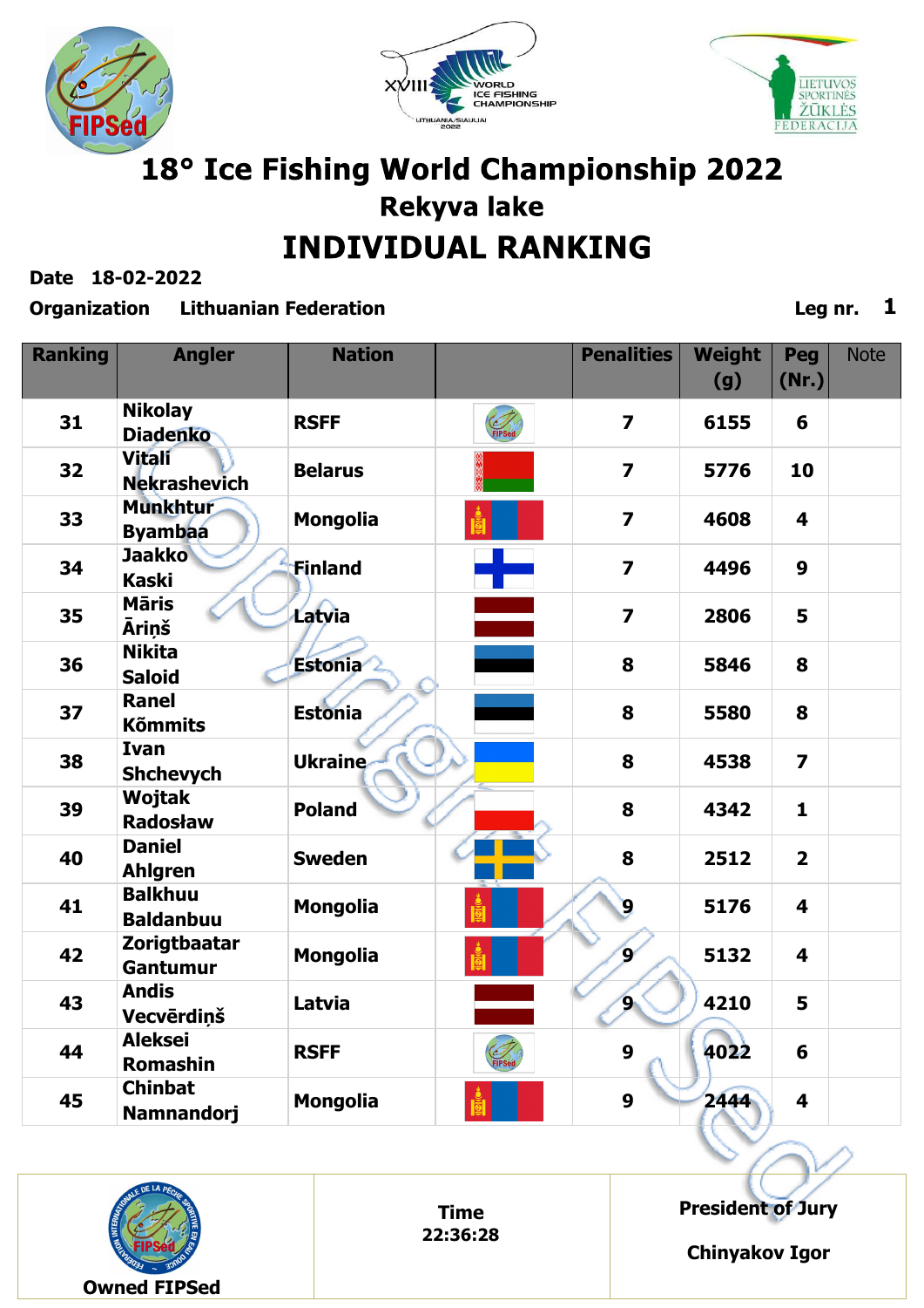# 18° Ice Fishing World Championship 2022

## Rekyva lake

## INDIVIDUAL RANKING

**Date** 18-02-2022

**Organization** Lithuanian Federation **Leg nr.** 1

| Ranking | Angler | Nation | | Penalities | Weight (g) | Peg (Nr.) | Note |
|---|---|---|---|---|---|---|---|
| 31 | Nikolay Diadenko | RSFF | | 7 | 6155 | 6 | |
| 32 | Vitali Nekrashevich | Belarus | | 7 | 5776 | 10 | |
| 33 | Munkhtur Byambaa | Mongolia | | 7 | 4608 | 4 | |
| 34 | Jaakko Kaski | Finland | | 7 | 4496 | 9 | |
| 35 | Māris Āriņš | Latvia | | 7 | 2806 | 5 | |
| 36 | Nikita Saloid | Estonia | | 8 | 5846 | 8 | |
| 37 | Ranel Kõmmits | Estonia | | 8 | 5580 | 8 | |
| 38 | Ivan Shchevych | Ukraine | | 8 | 4538 | 7 | |
| 39 | Wojtak Radosław | Poland | | 8 | 4342 | 1 | |
| 40 | Daniel Ahlgren | Sweden | | 8 | 2512 | 2 | |
| 41 | Balkhuu Baldanbuu | Mongolia | | 9 | 5176 | 4 | |
| 42 | Zorigtbaatar Gantumur | Mongolia | | 9 | 5132 | 4 | |
| 43 | Andis Vecvērdiņš | Latvia | | 9 | 4210 | 5 | |
| 44 | Aleksei Romashin | RSFF | | 9 | 4022 | 6 | |
| 45 | Chinbat Namnandorj | Mongolia | | 9 | 2444 | 4 | |

| Owned FIPSed | Time 22:36:28 | President of Jury Chinyakov Igor |
|---|---|---|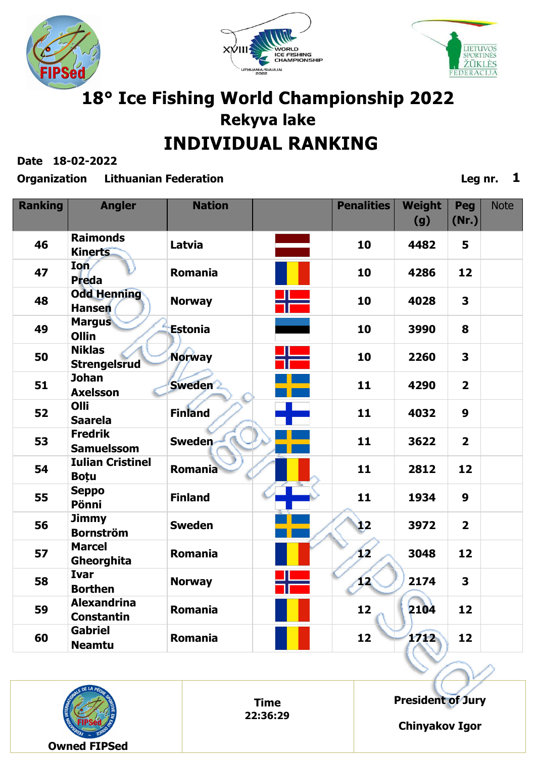# 18° Ice Fishing World Championship 2022

## Rekyva lake

## INDIVIDUAL RANKING

**Date** 18-02-2022

**Organization** Lithuanian Federation

**Leg nr.** 1

| Ranking | Angler | Nation | | Penalities | Weight (g) | Peg (Nr.) | Note |
|---|---|---|---|---|---|---|---|
| 46 | Raimonds Kinerts | Latvia | | 10 | 4482 | 5 | |
| 47 | Ion Preda | Romania | | 10 | 4286 | 12 | |
| 48 | Odd Henning Hansen | Norway | | 10 | 4028 | 3 | |
| 49 | Margus Ollin | Estonia | | 10 | 3990 | 8 | |
| 50 | Niklas Strengelsrud | Norway | | 10 | 2260 | 3 | |
| 51 | Johan Axelsson | Sweden | | 11 | 4290 | 2 | |
| 52 | Olli Saarela | Finland | | 11 | 4032 | 9 | |
| 53 | Fredrik Samuelsson | Sweden | | 11 | 3622 | 2 | |
| 54 | Iulian Cristinel Boțu | Romania | | 11 | 2812 | 12 | |
| 55 | Seppo Pönni | Finland | | 11 | 1934 | 9 | |
| 56 | Jimmy Bornström | Sweden | | 12 | 3972 | 2 | |
| 57 | Marcel Gheorghita | Romania | | 12 | 3048 | 12 | |
| 58 | Ivar Borthen | Norway | | 12 | 2174 | 3 | |
| 59 | Alexandrina Constantin | Romania | | 12 | 2104 | 12 | |
| 60 | Gabriel Neamtu | Romania | | 12 | 1712 | 12 | |

| Owned FIPSed | Time 22:36:29 | President of Jury Chinyakov Igor |
|---|---|---|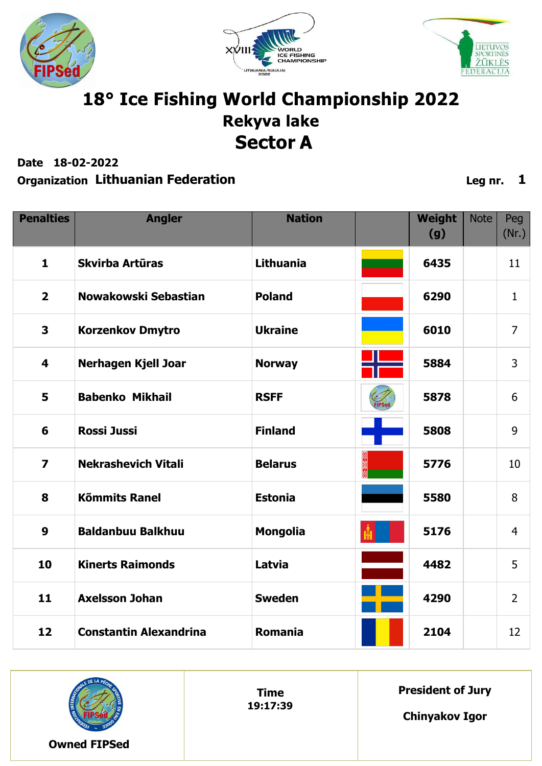# 18° Ice Fishing World Championship 2022

## Rekyva lake

## Sector A

**Date** 18-02-2022

**Organization** Lithuanian Federation

**Leg nr.** 1

| Penalties | Angler | Nation | | Weight (g) | Note | Peg (Nr.) |
|---|---|---|---|---|---|---|
| 1 | Skvirba Artūras | Lithuania | | 6435 | | 11 |
| 2 | Nowakowski Sebastian | Poland | | 6290 | | 1 |
| 3 | Korzenkov Dmytro | Ukraine | | 6010 | | 7 |
| 4 | Nerhagen Kjell Joar | Norway | | 5884 | | 3 |
| 5 | Babenko Mikhail | RSFF | | 5878 | | 6 |
| 6 | Rossi Jussi | Finland | | 5808 | | 9 |
| 7 | Nekrashevich Vitali | Belarus | | 5776 | | 10 |
| 8 | Kõmmits Ranel | Estonia | | 5580 | | 8 |
| 9 | Baldanbuu Balkhuu | Mongolia | | 5176 | | 4 |
| 10 | Kinerts Raimonds | Latvia | | 4482 | | 5 |
| 11 | Axelsson Johan | Sweden | | 4290 | | 2 |
| 12 | Constantin Alexandrina | Romania | | 2104 | | 12 |

| Owned FIPSed | Time 19:17:39 | President of Jury Chinyakov Igor |
|---|---|---|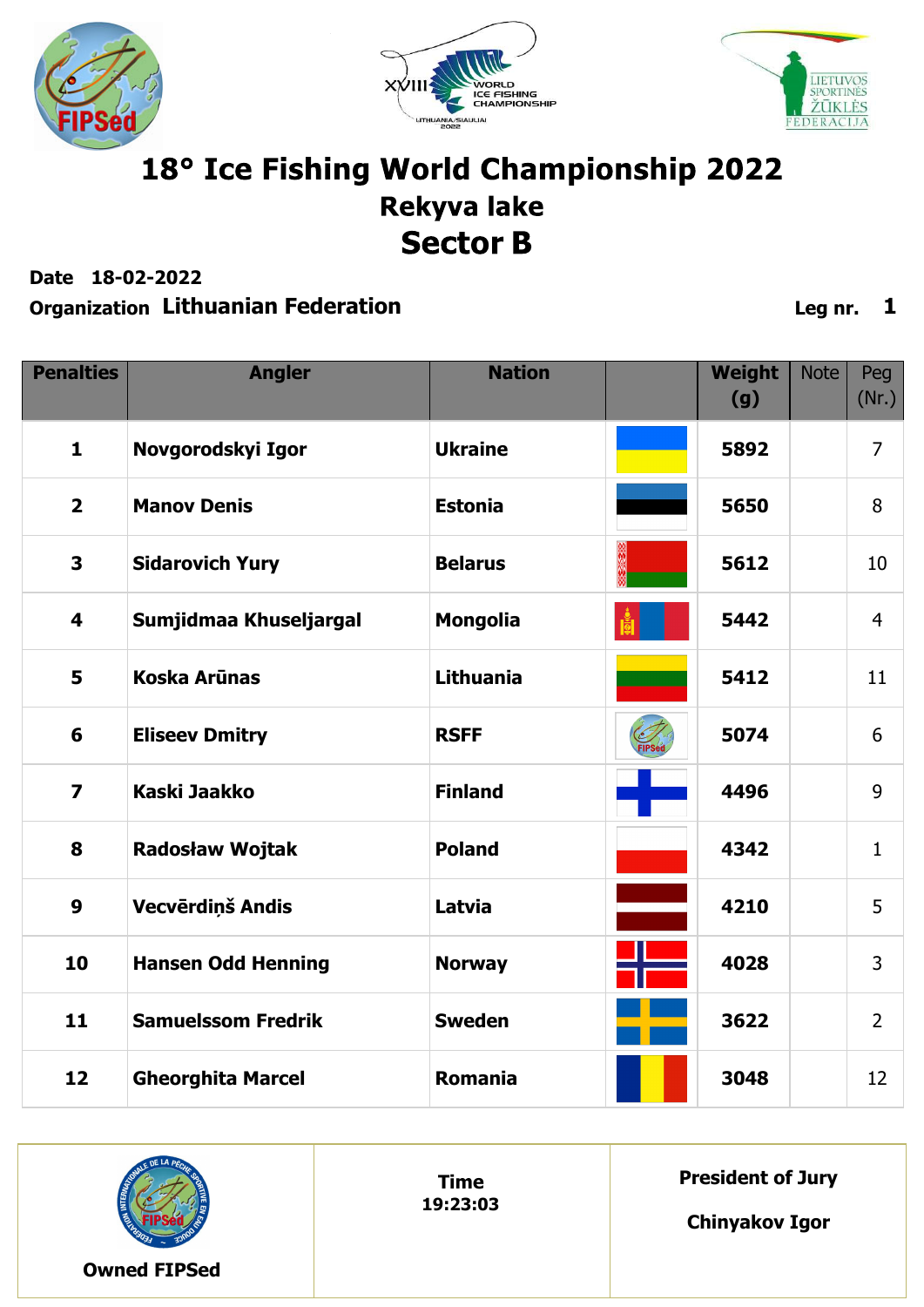# 18° Ice Fishing World Championship 2022

## Rekyva lake

## Sector B

**Date** 18-02-2022

**Organization** Lithuanian Federation

**Leg nr.** 1

| Penalties | Angler | Nation | | Weight (g) | Note | Peg (Nr.) |
|---|---|---|---|---|---|---|
| 1 | Novgorodskyi Igor | Ukraine | | 5892 | | 7 |
| 2 | Manov Denis | Estonia | | 5650 | | 8 |
| 3 | Sidarovich Yury | Belarus | | 5612 | | 10 |
| 4 | Sumjidmaa Khuseljargal | Mongolia | | 5442 | | 4 |
| 5 | Koska Arūnas | Lithuania | | 5412 | | 11 |
| 6 | Eliseev Dmitry | RSFF | | 5074 | | 6 |
| 7 | Kaski Jaakko | Finland | | 4496 | | 9 |
| 8 | Radosław Wojtak | Poland | | 4342 | | 1 |
| 9 | Vecvērdiņš Andis | Latvia | | 4210 | | 5 |
| 10 | Hansen Odd Henning | Norway | | 4028 | | 3 |
| 11 | Samuelssom Fredrik | Sweden | | 3622 | | 2 |
| 12 | Gheorghita Marcel | Romania | | 3048 | | 12 |

| Owned FIPSed | Time 19:23:03 | President of Jury Chinyakov Igor |
|---|---|---|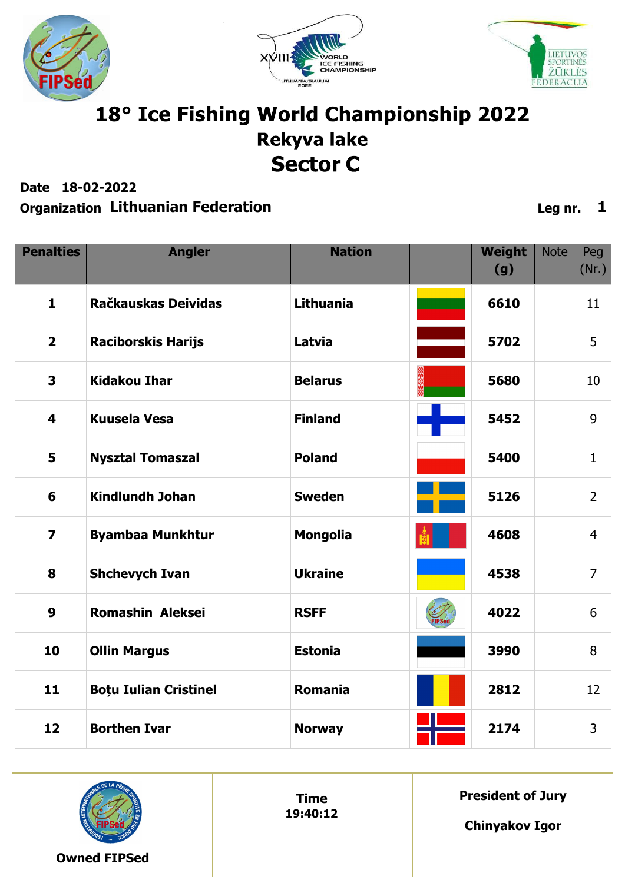# 18° Ice Fishing World Championship 2022

## Rekyva lake

## Sector C

**Date** 18-02-2022

**Organization** Lithuanian Federation

**Leg nr.** 1

| Penalties | Angler | Nation | | Weight (g) | Note | Peg (Nr.) |
|---|---|---|---|---|---|---|
| 1 | Račkauskas Deividas | Lithuania | | 6610 | | 11 |
| 2 | Raciborskis Harijs | Latvia | | 5702 | | 5 |
| 3 | Kidakou Ihar | Belarus | | 5680 | | 10 |
| 4 | Kuusela Vesa | Finland | | 5452 | | 9 |
| 5 | Nysztal Tomaszal | Poland | | 5400 | | 1 |
| 6 | Kindlundh Johan | Sweden | | 5126 | | 2 |
| 7 | Byambaa Munkhtur | Mongolia | | 4608 | | 4 |
| 8 | Shchevych Ivan | Ukraine | | 4538 | | 7 |
| 9 | Romashin Aleksei | RSFF | | 4022 | | 6 |
| 10 | Ollin Margus | Estonia | | 3990 | | 8 |
| 11 | Boțu Iulian Cristinel | Romania | | 2812 | | 12 |
| 12 | Borthen Ivar | Norway | | 2174 | | 3 |

| Owned FIPSed | Time 19:40:12 | President of Jury Chinyakov Igor |
|---|---|---|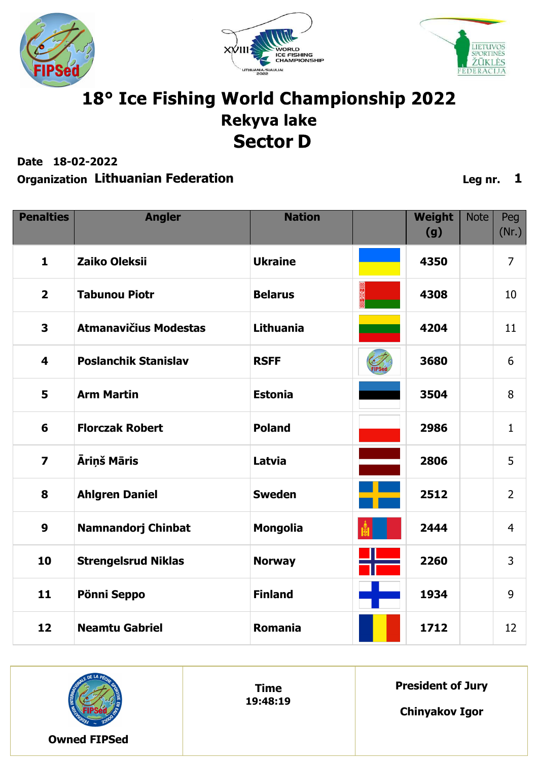# 18° Ice Fishing World Championship 2022

## Rekyva lake

## Sector D

**Date** 18-02-2022

**Organization** Lithuanian Federation

**Leg nr.** 1

| Penalties | Angler | Nation | | Weight (g) | Note | Peg (Nr.) |
|---|---|---|---|---|---|---|
| 1 | Zaiko Oleksii | Ukraine | | 4350 | | 7 |
| 2 | Tabunou Piotr | Belarus | | 4308 | | 10 |
| 3 | Atmanavičius Modestas | Lithuania | | 4204 | | 11 |
| 4 | Poslanchik Stanislav | RSFF | | 3680 | | 6 |
| 5 | Arm Martin | Estonia | | 3504 | | 8 |
| 6 | Florczak Robert | Poland | | 2986 | | 1 |
| 7 | Āriņš Māris | Latvia | | 2806 | | 5 |
| 8 | Ahlgren Daniel | Sweden | | 2512 | | 2 |
| 9 | Namnandorj Chinbat | Mongolia | | 2444 | | 4 |
| 10 | Strengelsrud Niklas | Norway | | 2260 | | 3 |
| 11 | Pönni Seppo | Finland | | 1934 | | 9 |
| 12 | Neamtu Gabriel | Romania | | 1712 | | 12 |

| Owned FIPSed | Time 19:48:19 | President of Jury Chinyakov Igor |
|---|---|---|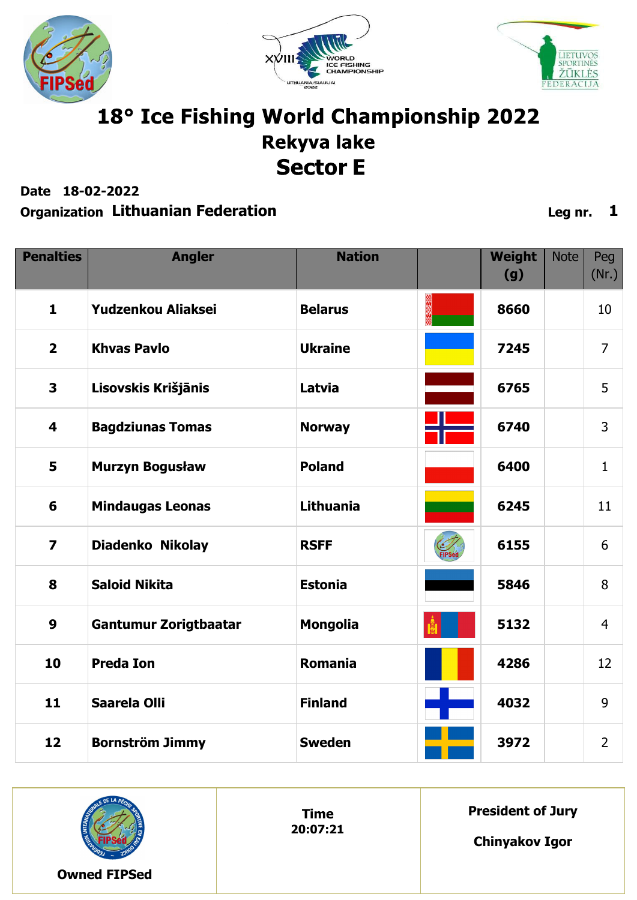# 18° Ice Fishing World Championship 2022

## Rekyva lake

## Sector E

**Date** 18-02-2022

**Organization** **Lithuanian Federation**

**Leg nr.** **1**

| Penalties | Angler | Nation | | Weight (g) | Note | Peg (Nr.) |
|---|---|---|---|---|---|---|
| 1 | Yudzenkou Aliaksei | Belarus | | 8660 | | 10 |
| 2 | Khvas Pavlo | Ukraine | | 7245 | | 7 |
| 3 | Lisovskis Krišjānis | Latvia | | 6765 | | 5 |
| 4 | Bagdziunas Tomas | Norway | | 6740 | | 3 |
| 5 | Murzyn Bogusław | Poland | | 6400 | | 1 |
| 6 | Mindaugas Leonas | Lithuania | | 6245 | | 11 |
| 7 | Diadenko Nikolay | RSFF | | 6155 | | 6 |
| 8 | Saloid Nikita | Estonia | | 5846 | | 8 |
| 9 | Gantumur Zorigtbaatar | Mongolia | | 5132 | | 4 |
| 10 | Preda Ion | Romania | | 4286 | | 12 |
| 11 | Saarela Olli | Finland | | 4032 | | 9 |
| 12 | Bornström Jimmy | Sweden | | 3972 | | 2 |

| | | |
|---|---|---|
| **Owned FIPSed** | **Time** 20:07:21 | **President of Jury** **Chinyakov Igor** |